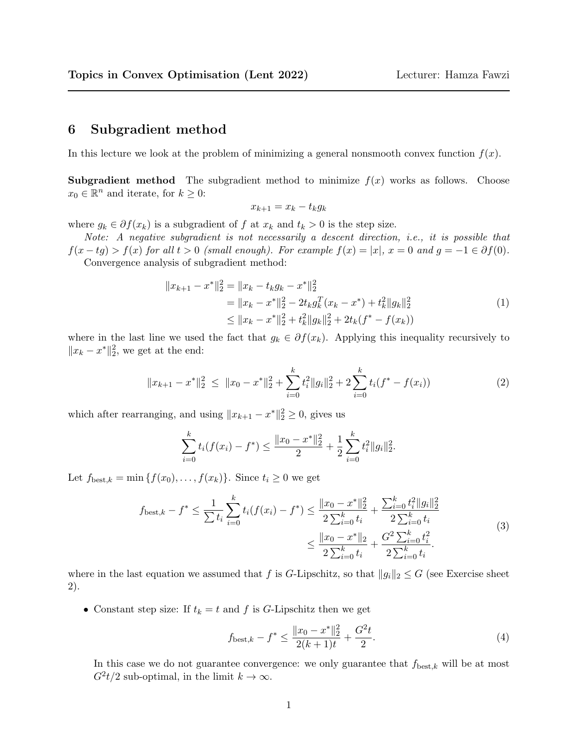**Topics in Convex Optimisation (Lent 2022)** Lecturer: Hamza Fawzi

## 6 Subgradient method

In this lecture we look at the problem of minimizing a general nonsmooth convex function $f(x)$.

**Subgradient method** The subgradient method to minimize $f(x)$ works as follows. Choose $x_0 \in \mathbb{R}^n$ and iterate, for $k \geq 0$:

$$x_{k+1} = x_k - t_k g_k$$

where $g_k \in \partial f(x_k)$ is a subgradient of $f$ at $x_k$ and $t_k > 0$ is the step size.

*Note: A negative subgradient is not necessarily a descent direction, i.e., it is possible that $f(x - tg) > f(x)$ for all $t > 0$ (small enough). For example $f(x) = |x|$, $x = 0$ and $g = -1 \in \partial f(0)$.*

Convergence analysis of subgradient method:

$$\begin{aligned}
\|x_{k+1} - x^*\|_2^2 &= \|x_k - t_k g_k - x^*\|_2^2 \\
&= \|x_k - x^*\|_2^2 - 2t_k g_k^T(x_k - x^*) + t_k^2 \|g_k\|_2^2 \\
&\leq \|x_k - x^*\|_2^2 + t_k^2\|g_k\|_2^2 + 2t_k(f^* - f(x_k))
\end{aligned} \tag{1}$$

where in the last line we used the fact that $g_k \in \partial f(x_k)$. Applying this inequality recursively to $\|x_k - x^*\|_2^2$, we get at the end:

$$\|x_{k+1} - x^*\|_2^2 \ \leq \ \|x_0 - x^*\|_2^2 + \sum_{i=0}^{k} t_i^2 \|g_i\|_2^2 + 2\sum_{i=0}^{k} t_i(f^* - f(x_i)) \tag{2}$$

which after rearranging, and using $\|x_{k+1} - x^*\|_2^2 \geq 0$, gives us

$$\sum_{i=0}^{k} t_i(f(x_i) - f^*) \leq \frac{\|x_0 - x^*\|_2^2}{2} + \frac{1}{2}\sum_{i=0}^{k} t_i^2\|g_i\|_2^2.$$

Let $f_{\text{best},k} = \min\{f(x_0), \ldots, f(x_k)\}$. Since $t_i \geq 0$ we get

$$\begin{aligned}
f_{\text{best},k} - f^* \leq \frac{1}{\sum t_i}\sum_{i=0}^{k} t_i(f(x_i) - f^*) &\leq \frac{\|x_0 - x^*\|_2^2}{2\sum_{i=0}^{k} t_i} + \frac{\sum_{i=0}^{k} t_i^2\|g_i\|_2^2}{2\sum_{i=0}^{k} t_i} \\
&\leq \frac{\|x_0 - x^*\|_2}{2\sum_{i=0}^{k} t_i} + \frac{G^2\sum_{i=0}^{k} t_i^2}{2\sum_{i=0}^{k} t_i}.
\end{aligned} \tag{3}$$

where in the last equation we assumed that $f$ is $G$-Lipschitz, so that $\|g_i\|_2 \leq G$ (see Exercise sheet 2).

- Constant step size: If $t_k = t$ and $f$ is $G$-Lipschitz then we get

  $$f_{\text{best},k} - f^* \leq \frac{\|x_0 - x^*\|_2^2}{2(k+1)t} + \frac{G^2 t}{2}. \tag{4}$$

  In this case we do not guarantee convergence: we only guarantee that $f_{\text{best},k}$ will be at most $G^2t/2$ sub-optimal, in the limit $k \to \infty$.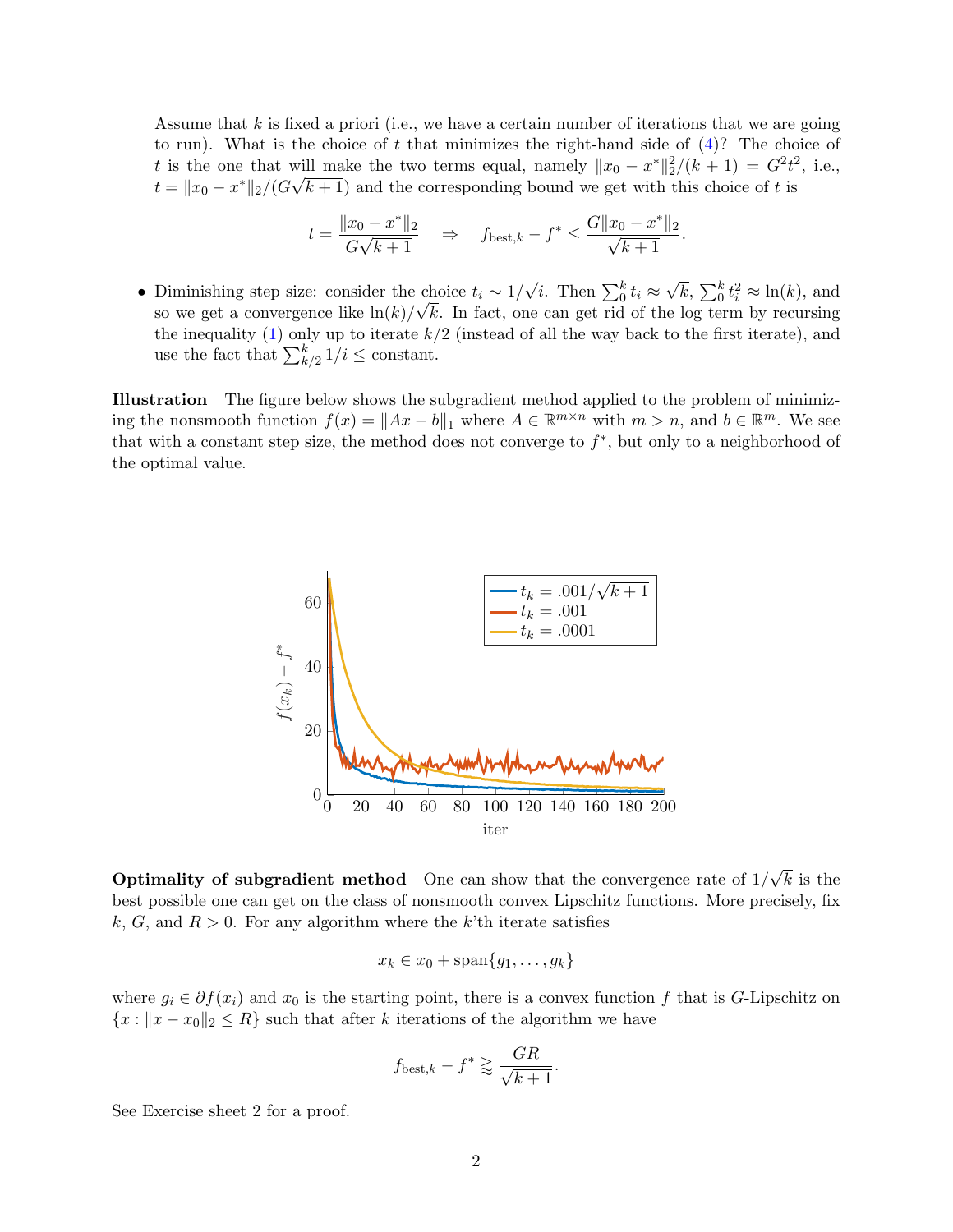Assume that $k$ is fixed a priori (i.e., we have a certain number of iterations that we are going to run). What is the choice of $t$ that minimizes the right-hand side of (4)? The choice of $t$ is the one that will make the two terms equal, namely $\|x_0 - x^*\|_2^2/(k+1) = G^2t^2$, i.e., $t = \|x_0 - x^*\|_2/(G\sqrt{k+1})$ and the corresponding bound we get with this choice of $t$ is

$$t = \frac{\|x_0 - x^*\|_2}{G\sqrt{k+1}} \quad \Rightarrow \quad f_{\text{best},k} - f^* \leq \frac{G\|x_0 - x^*\|_2}{\sqrt{k+1}}.$$

- Diminishing step size: consider the choice $t_i \sim 1/\sqrt{i}$. Then $\sum_0^k t_i \approx \sqrt{k}$, $\sum_0^k t_i^2 \approx \ln(k)$, and so we get a convergence like $\ln(k)/\sqrt{k}$. In fact, one can get rid of the log term by recursing the inequality (1) only up to iterate $k/2$ (instead of all the way back to the first iterate), and use the fact that $\sum_{k/2}^k 1/i \leq$ constant.

**Illustration** The figure below shows the subgradient method applied to the problem of minimizing the nonsmooth function $f(x) = \|Ax - b\|_1$ where $A \in \mathbb{R}^{m \times n}$ with $m > n$, and $b \in \mathbb{R}^m$. We see that with a constant step size, the method does not converge to $f^*$, but only to a neighborhood of the optimal value.

$t_k = .001/\sqrt{k+1}$
$t_k = .001$
$t_k = .0001$

$f(x_k) - f^*$
0
20
40
60

0 20 40 60 80 100 120 140 160 180 200
iter

**Optimality of subgradient method** One can show that the convergence rate of $1/\sqrt{k}$ is the best possible one can get on the class of nonsmooth convex Lipschitz functions. More precisely, fix $k$, $G$, and $R > 0$. For any algorithm where the $k$'th iterate satisfies

$$x_k \in x_0 + \text{span}\{g_1, \ldots, g_k\}$$

where $g_i \in \partial f(x_i)$ and $x_0$ is the starting point, there is a convex function $f$ that is $G$-Lipschitz on $\{x : \|x - x_0\|_2 \leq R\}$ such that after $k$ iterations of the algorithm we have

$$f_{\text{best},k} - f^* \gtrapprox \frac{GR}{\sqrt{k+1}}.$$

See Exercise sheet 2 for a proof.